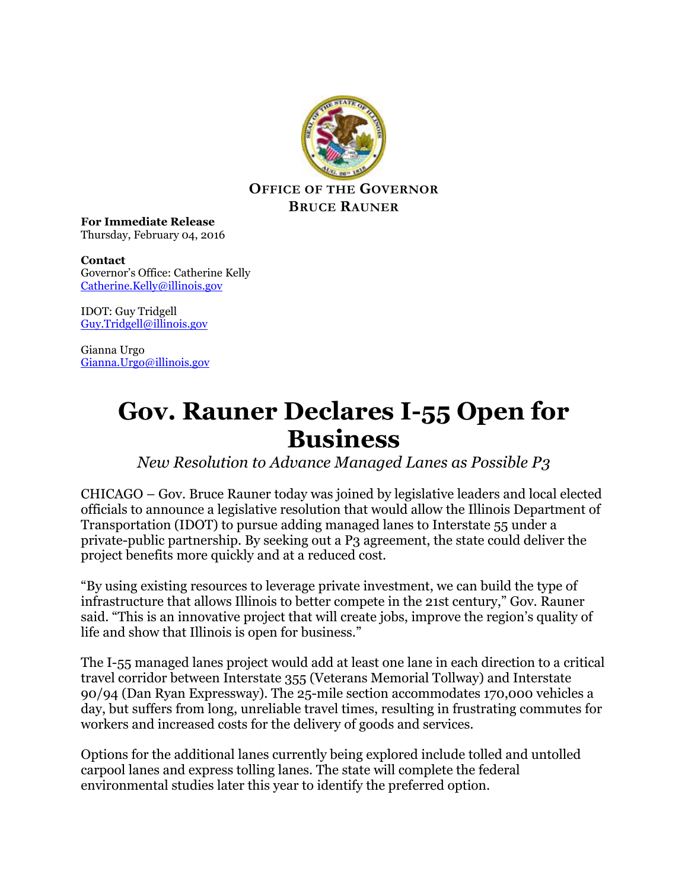**OFFICE OF THE GOVERNOR**
**BRUCE RAUNER**

**For Immediate Release**
Thursday, February 04, 2016

**Contact**
Governor's Office: Catherine Kelly
Catherine.Kelly@illinois.gov

IDOT: Guy Tridgell
Guy.Tridgell@illinois.gov

Gianna Urgo
Gianna.Urgo@illinois.gov

# Gov. Rauner Declares I-55 Open for Business

*New Resolution to Advance Managed Lanes as Possible P3*

CHICAGO – Gov. Bruce Rauner today was joined by legislative leaders and local elected officials to announce a legislative resolution that would allow the Illinois Department of Transportation (IDOT) to pursue adding managed lanes to Interstate 55 under a private-public partnership. By seeking out a P3 agreement, the state could deliver the project benefits more quickly and at a reduced cost.

"By using existing resources to leverage private investment, we can build the type of infrastructure that allows Illinois to better compete in the 21st century," Gov. Rauner said. "This is an innovative project that will create jobs, improve the region's quality of life and show that Illinois is open for business."

The I-55 managed lanes project would add at least one lane in each direction to a critical travel corridor between Interstate 355 (Veterans Memorial Tollway) and Interstate 90/94 (Dan Ryan Expressway). The 25-mile section accommodates 170,000 vehicles a day, but suffers from long, unreliable travel times, resulting in frustrating commutes for workers and increased costs for the delivery of goods and services.

Options for the additional lanes currently being explored include tolled and untolled carpool lanes and express tolling lanes. The state will complete the federal environmental studies later this year to identify the preferred option.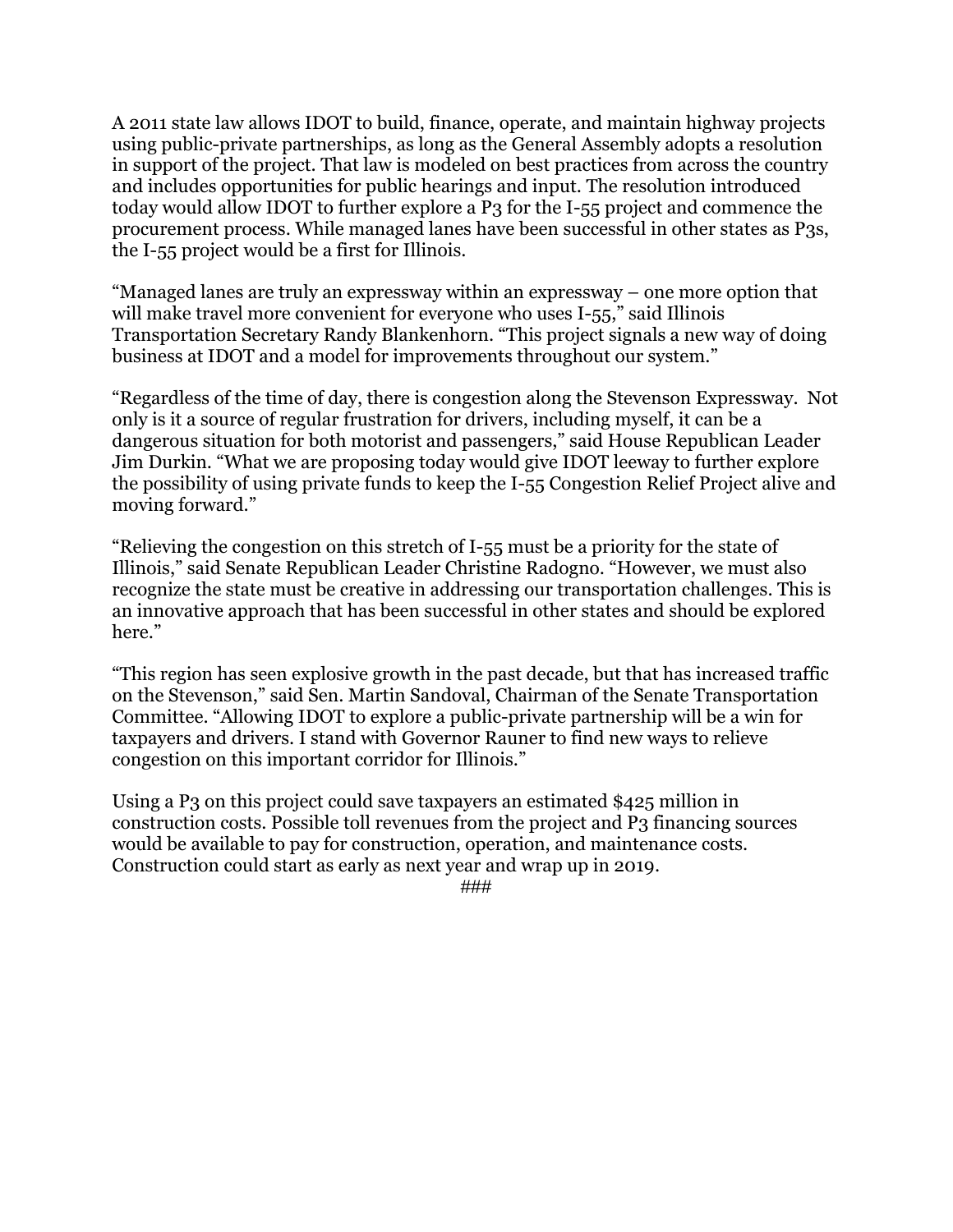A 2011 state law allows IDOT to build, finance, operate, and maintain highway projects using public-private partnerships, as long as the General Assembly adopts a resolution in support of the project. That law is modeled on best practices from across the country and includes opportunities for public hearings and input. The resolution introduced today would allow IDOT to further explore a P3 for the I-55 project and commence the procurement process. While managed lanes have been successful in other states as P3s, the I-55 project would be a first for Illinois.

"Managed lanes are truly an expressway within an expressway – one more option that will make travel more convenient for everyone who uses I-55," said Illinois Transportation Secretary Randy Blankenhorn. "This project signals a new way of doing business at IDOT and a model for improvements throughout our system."

"Regardless of the time of day, there is congestion along the Stevenson Expressway. Not only is it a source of regular frustration for drivers, including myself, it can be a dangerous situation for both motorist and passengers," said House Republican Leader Jim Durkin. "What we are proposing today would give IDOT leeway to further explore the possibility of using private funds to keep the I-55 Congestion Relief Project alive and moving forward."

"Relieving the congestion on this stretch of I-55 must be a priority for the state of Illinois," said Senate Republican Leader Christine Radogno. "However, we must also recognize the state must be creative in addressing our transportation challenges. This is an innovative approach that has been successful in other states and should be explored here."

"This region has seen explosive growth in the past decade, but that has increased traffic on the Stevenson," said Sen. Martin Sandoval, Chairman of the Senate Transportation Committee. "Allowing IDOT to explore a public-private partnership will be a win for taxpayers and drivers. I stand with Governor Rauner to find new ways to relieve congestion on this important corridor for Illinois."

Using a P3 on this project could save taxpayers an estimated $425 million in construction costs. Possible toll revenues from the project and P3 financing sources would be available to pay for construction, operation, and maintenance costs. Construction could start as early as next year and wrap up in 2019.

###